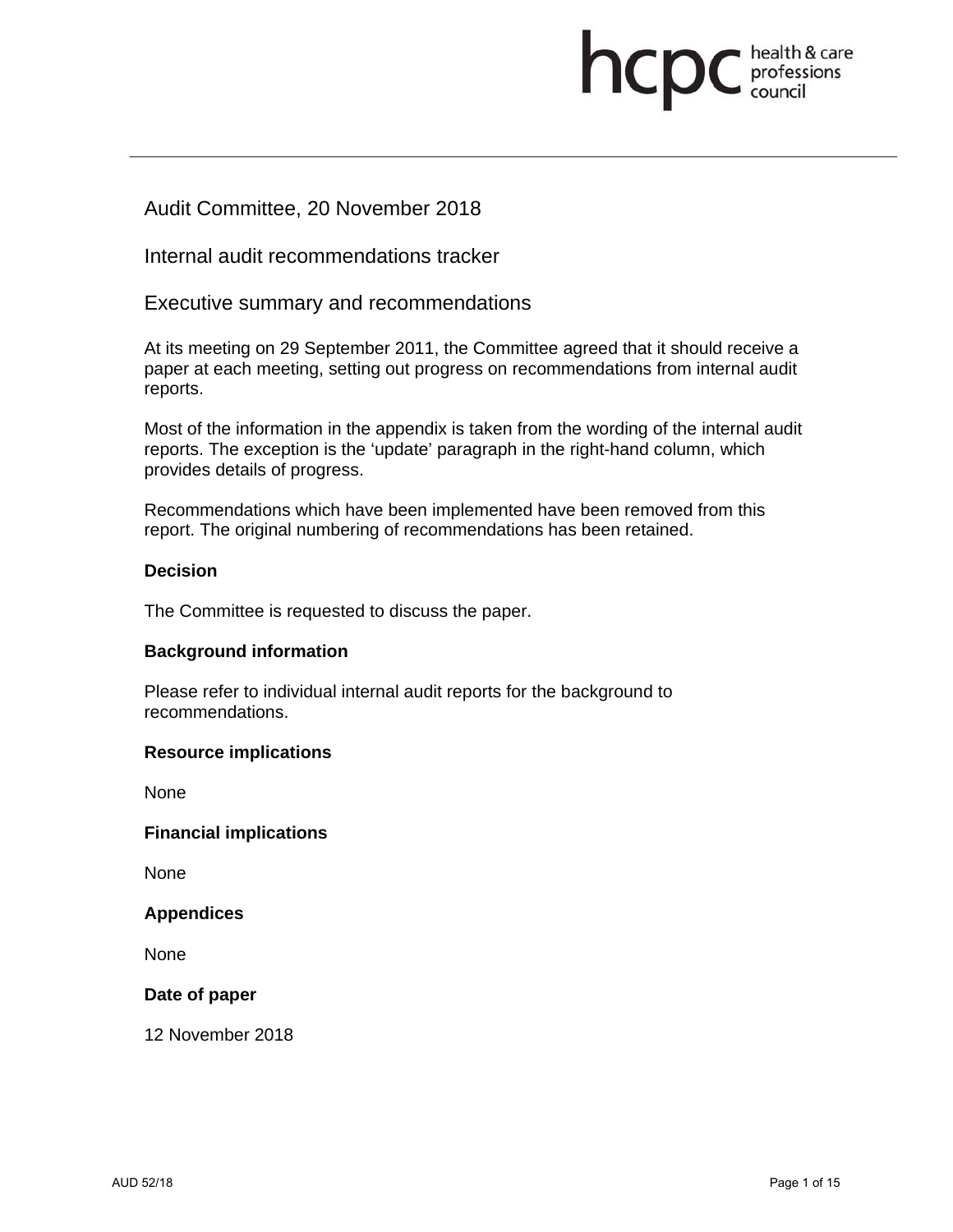Audit Committee, 20 November 2018

# Internal audit recommendations tracker

## Executive summary and recommendations

At its meeting on 29 September 2011, the Committee agreed that it should receive a paper at each meeting, setting out progress on recommendations from internal audit reports.

Most of the information in the appendix is taken from the wording of the internal audit reports. The exception is the 'update' paragraph in the right-hand column, which provides details of progress.

Recommendations which have been implemented have been removed from this report. The original numbering of recommendations has been retained.

**Decision**

The Committee is requested to discuss the paper.

**Background information**

Please refer to individual internal audit reports for the background to recommendations.

**Resource implications**

None

**Financial implications**

None

**Appendices**

None

**Date of paper**

12 November 2018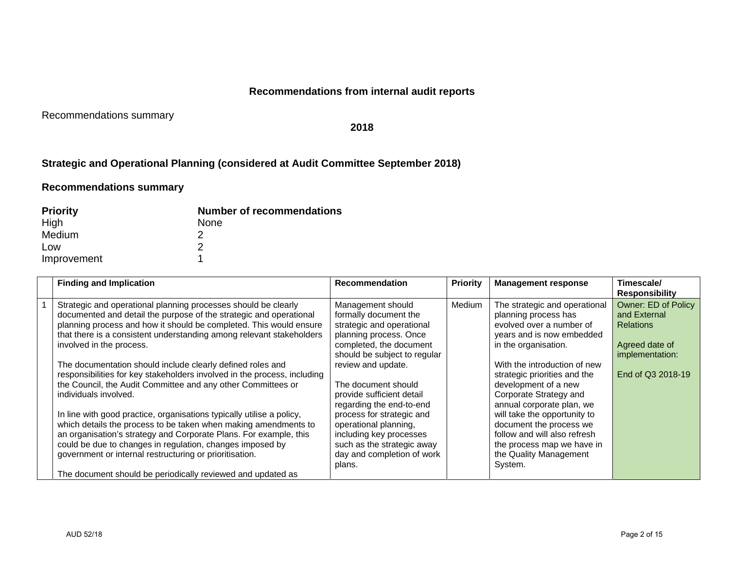## Recommendations from internal audit reports

Recommendations summary

**2018**

### Strategic and Operational Planning (considered at Audit Committee September 2018)

### Recommendations summary

| **Priority** | **Number of recommendations** |
|---|---|
| High | None |
| Medium | 2 |
| Low | 2 |
| Improvement | 1 |

| | Finding and Implication | Recommendation | Priority | Management response | Timescale/ Responsibility |
|---|---|---|---|---|---|
| 1 | Strategic and operational planning processes should be clearly documented and detail the purpose of the strategic and operational planning process and how it should be completed. This would ensure that there is a consistent understanding among relevant stakeholders involved in the process.<br><br>The documentation should include clearly defined roles and responsibilities for key stakeholders involved in the process, including the Council, the Audit Committee and any other Committees or individuals involved.<br><br>In line with good practice, organisations typically utilise a policy, which details the process to be taken when making amendments to an organisation's strategy and Corporate Plans. For example, this could be due to changes in regulation, changes imposed by government or internal restructuring or prioritisation.<br><br>The document should be periodically reviewed and updated as | Management should formally document the strategic and operational planning process. Once completed, the document should be subject to regular review and update.<br><br>The document should provide sufficient detail regarding the end-to-end process for strategic and operational planning, including key processes such as the strategic away day and completion of work plans. | Medium | The strategic and operational planning process has evolved over a number of years and is now embedded in the organisation.<br><br>With the introduction of new strategic priorities and the development of a new Corporate Strategy and annual corporate plan, we will take the opportunity to document the process we follow and will also refresh the process map we have in the Quality Management System. | Owner: ED of Policy and External Relations<br><br>Agreed date of implementation:<br><br>End of Q3 2018-19 |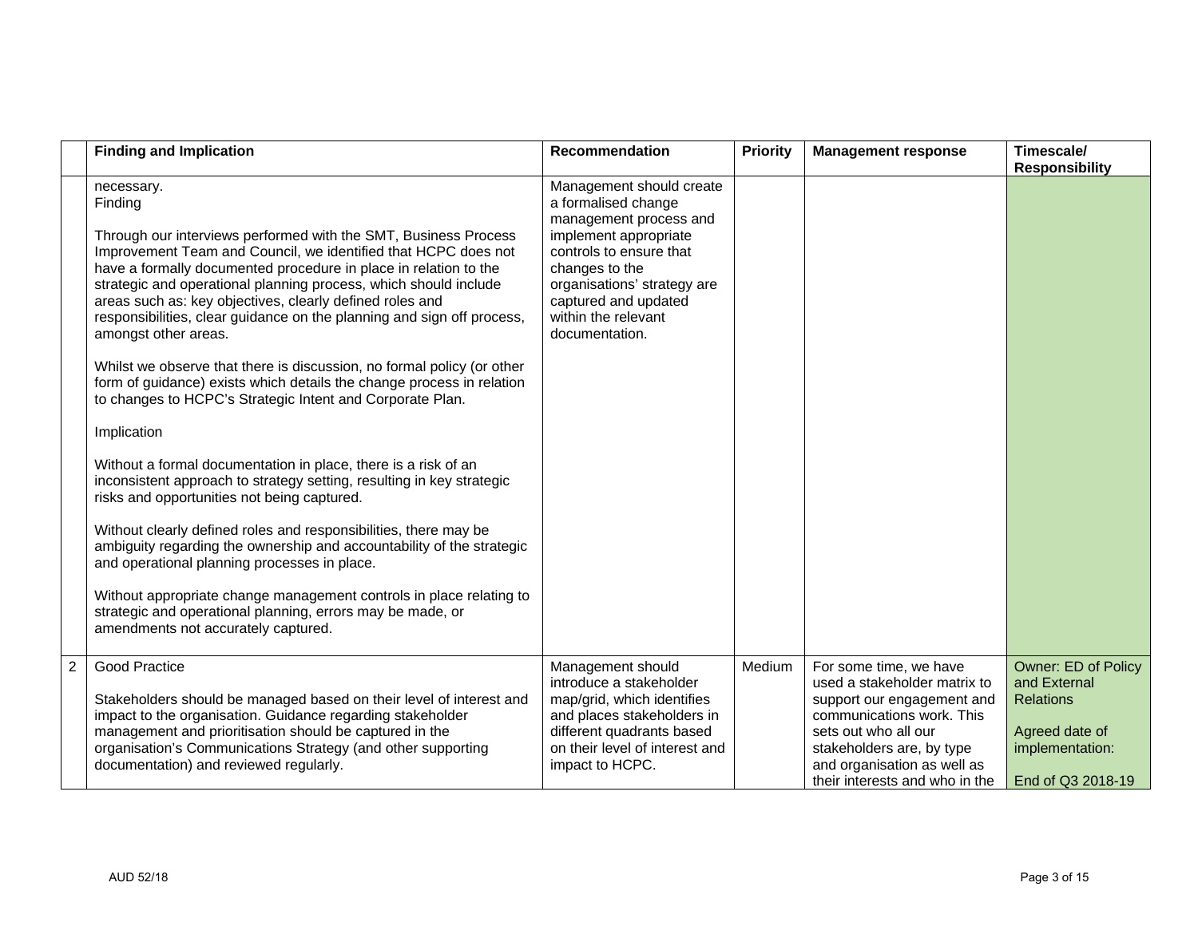| | Finding and Implication | Recommendation | Priority | Management response | Timescale/ Responsibility |
|---|---|---|---|---|---|
| | necessary.<br>Finding<br><br>Through our interviews performed with the SMT, Business Process Improvement Team and Council, we identified that HCPC does not have a formally documented procedure in place in relation to the strategic and operational planning process, which should include areas such as: key objectives, clearly defined roles and responsibilities, clear guidance on the planning and sign off process, amongst other areas.<br><br>Whilst we observe that there is discussion, no formal policy (or other form of guidance) exists which details the change process in relation to changes to HCPC's Strategic Intent and Corporate Plan.<br><br>Implication<br><br>Without a formal documentation in place, there is a risk of an inconsistent approach to strategy setting, resulting in key strategic risks and opportunities not being captured.<br><br>Without clearly defined roles and responsibilities, there may be ambiguity regarding the ownership and accountability of the strategic and operational planning processes in place.<br><br>Without appropriate change management controls in place relating to strategic and operational planning, errors may be made, or amendments not accurately captured. | Management should create a formalised change management process and implement appropriate controls to ensure that changes to the organisations' strategy are captured and updated within the relevant documentation. | | | |
| 2 | Good Practice<br><br>Stakeholders should be managed based on their level of interest and impact to the organisation. Guidance regarding stakeholder management and prioritisation should be captured in the organisation's Communications Strategy (and other supporting documentation) and reviewed regularly. | Management should introduce a stakeholder map/grid, which identifies and places stakeholders in different quadrants based on their level of interest and impact to HCPC. | Medium | For some time, we have used a stakeholder matrix to support our engagement and communications work. This sets out who all our stakeholders are, by type and organisation as well as their interests and who in the | Owner: ED of Policy and External Relations<br><br>Agreed date of implementation:<br><br>End of Q3 2018-19 |

AUD 52/18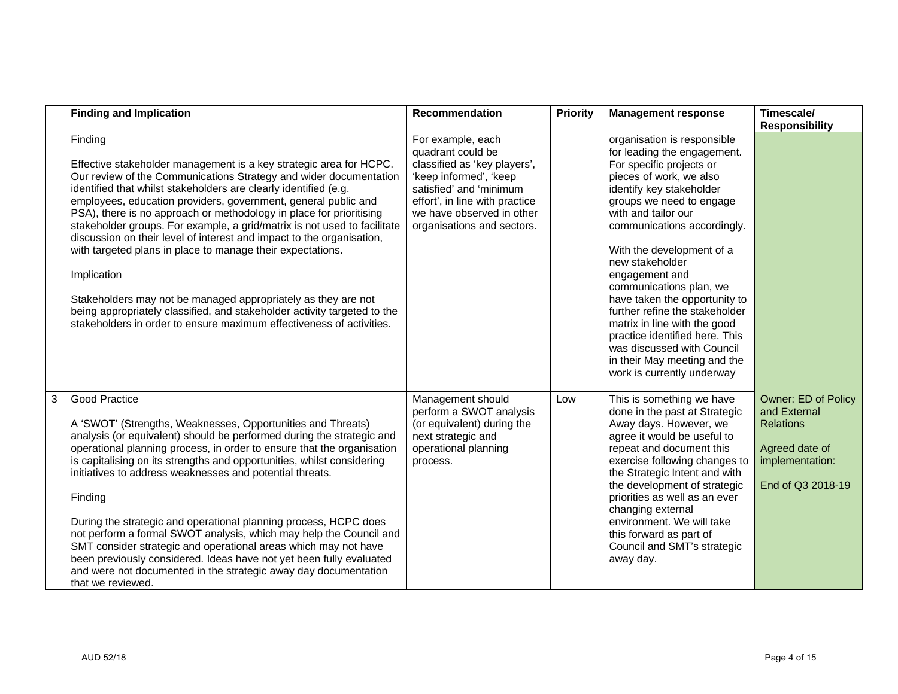| | Finding and Implication | Recommendation | Priority | Management response | Timescale/ Responsibility |
|---|---|---|---|---|---|
| | Finding<br><br>Effective stakeholder management is a key strategic area for HCPC. Our review of the Communications Strategy and wider documentation identified that whilst stakeholders are clearly identified (e.g. employees, education providers, government, general public and PSA), there is no approach or methodology in place for prioritising stakeholder groups. For example, a grid/matrix is not used to facilitate discussion on their level of interest and impact to the organisation, with targeted plans in place to manage their expectations.<br><br>Implication<br><br>Stakeholders may not be managed appropriately as they are not being appropriately classified, and stakeholder activity targeted to the stakeholders in order to ensure maximum effectiveness of activities. | For example, each quadrant could be classified as 'key players', 'keep informed', 'keep satisfied' and 'minimum effort', in line with practice we have observed in other organisations and sectors. | | organisation is responsible for leading the engagement. For specific projects or pieces of work, we also identify key stakeholder groups we need to engage with and tailor our communications accordingly.<br><br>With the development of a new stakeholder engagement and communications plan, we have taken the opportunity to further refine the stakeholder matrix in line with the good practice identified here. This was discussed with Council in their May meeting and the work is currently underway | |
| 3 | Good Practice<br><br>A 'SWOT' (Strengths, Weaknesses, Opportunities and Threats) analysis (or equivalent) should be performed during the strategic and operational planning process, in order to ensure that the organisation is capitalising on its strengths and opportunities, whilst considering initiatives to address weaknesses and potential threats.<br><br>Finding<br><br>During the strategic and operational planning process, HCPC does not perform a formal SWOT analysis, which may help the Council and SMT consider strategic and operational areas which may not have been previously considered. Ideas have not yet been fully evaluated and were not documented in the strategic away day documentation that we reviewed. | Management should perform a SWOT analysis (or equivalent) during the next strategic and operational planning process. | Low | This is something we have done in the past at Strategic Away days. However, we agree it would be useful to repeat and document this exercise following changes to the Strategic Intent and with the development of strategic priorities as well as an ever changing external environment. We will take this forward as part of Council and SMT's strategic away day. | Owner: ED of Policy and External Relations<br><br>Agreed date of implementation:<br><br>End of Q3 2018-19 |

AUD 52/18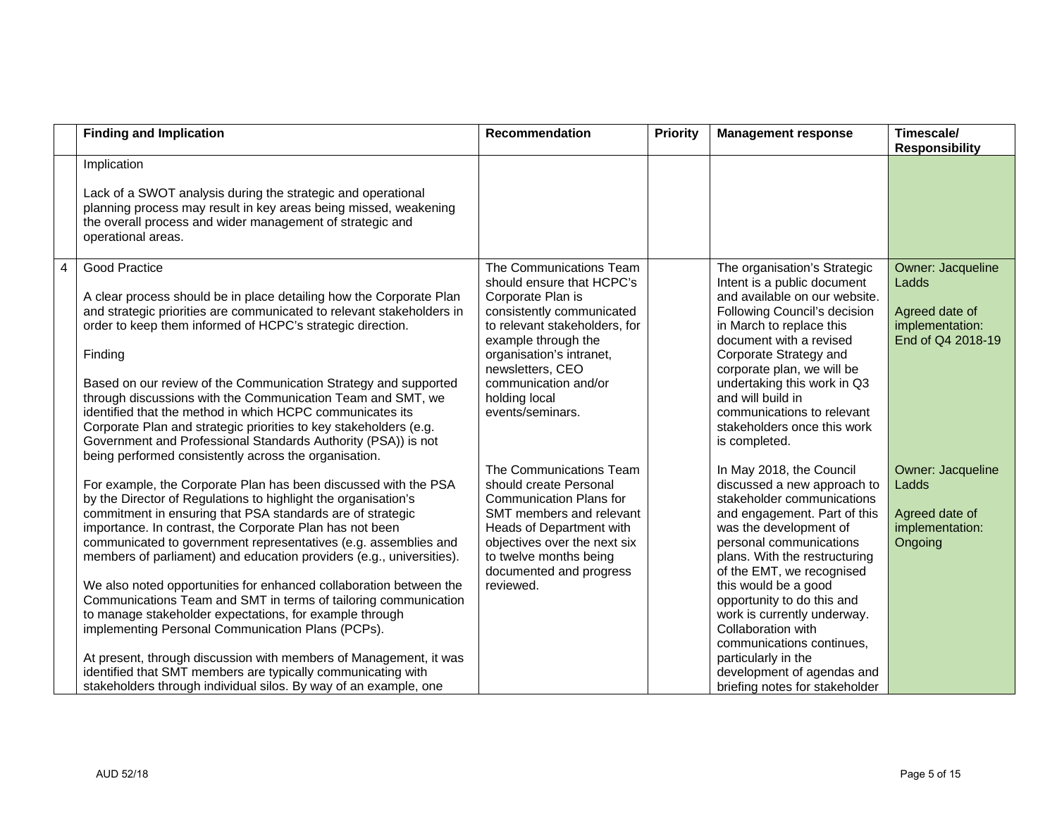| | Finding and Implication | Recommendation | Priority | Management response | Timescale/ Responsibility |
|---|---|---|---|---|---|
| | Implication<br><br>Lack of a SWOT analysis during the strategic and operational planning process may result in key areas being missed, weakening the overall process and wider management of strategic and operational areas. | | | | |
| 4 | Good Practice<br><br>A clear process should be in place detailing how the Corporate Plan and strategic priorities are communicated to relevant stakeholders in order to keep them informed of HCPC's strategic direction.<br><br>Finding<br><br>Based on our review of the Communication Strategy and supported through discussions with the Communication Team and SMT, we identified that the method in which HCPC communicates its Corporate Plan and strategic priorities to key stakeholders (e.g. Government and Professional Standards Authority (PSA)) is not being performed consistently across the organisation.<br><br>For example, the Corporate Plan has been discussed with the PSA by the Director of Regulations to highlight the organisation's commitment in ensuring that PSA standards are of strategic importance. In contrast, the Corporate Plan has not been communicated to government representatives (e.g. assemblies and members of parliament) and education providers (e.g., universities).<br><br>We also noted opportunities for enhanced collaboration between the Communications Team and SMT in terms of tailoring communication to manage stakeholder expectations, for example through implementing Personal Communication Plans (PCPs).<br><br>At present, through discussion with members of Management, it was identified that SMT members are typically communicating with stakeholders through individual silos. By way of an example, one | The Communications Team should ensure that HCPC's Corporate Plan is consistently communicated to relevant stakeholders, for example through the organisation's intranet, newsletters, CEO communication and/or holding local events/seminars.<br><br>The Communications Team should create Personal Communication Plans for SMT members and relevant Heads of Department with objectives over the next six to twelve months being documented and progress reviewed. | | The organisation's Strategic Intent is a public document and available on our website. Following Council's decision in March to replace this document with a revised Corporate Strategy and corporate plan, we will be undertaking this work in Q3 and will build in communications to relevant stakeholders once this work is completed.<br><br>In May 2018, the Council discussed a new approach to stakeholder communications and engagement. Part of this was the development of personal communications plans. With the restructuring of the EMT, we recognised this would be a good opportunity to do this and work is currently underway. Collaboration with communications continues, particularly in the development of agendas and briefing notes for stakeholder | Owner: Jacqueline Ladds<br><br>Agreed date of implementation: End of Q4 2018-19<br><br>Owner: Jacqueline Ladds<br><br>Agreed date of implementation: Ongoing |

AUD 52/18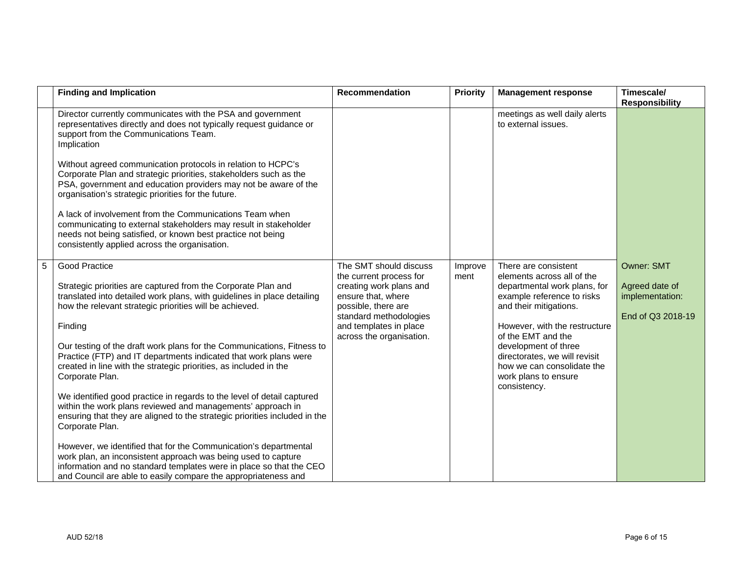| | Finding and Implication | Recommendation | Priority | Management response | Timescale/ Responsibility |
|---|---|---|---|---|---|
| | Director currently communicates with the PSA and government representatives directly and does not typically request guidance or support from the Communications Team.<br>Implication<br><br>Without agreed communication protocols in relation to HCPC's Corporate Plan and strategic priorities, stakeholders such as the PSA, government and education providers may not be aware of the organisation's strategic priorities for the future.<br><br>A lack of involvement from the Communications Team when communicating to external stakeholders may result in stakeholder needs not being satisfied, or known best practice not being consistently applied across the organisation. | | | meetings as well daily alerts to external issues. | |
| 5 | Good Practice<br><br>Strategic priorities are captured from the Corporate Plan and translated into detailed work plans, with guidelines in place detailing how the relevant strategic priorities will be achieved.<br><br>Finding<br><br>Our testing of the draft work plans for the Communications, Fitness to Practice (FTP) and IT departments indicated that work plans were created in line with the strategic priorities, as included in the Corporate Plan.<br><br>We identified good practice in regards to the level of detail captured within the work plans reviewed and managements' approach in ensuring that they are aligned to the strategic priorities included in the Corporate Plan.<br><br>However, we identified that for the Communication's departmental work plan, an inconsistent approach was being used to capture information and no standard templates were in place so that the CEO and Council are able to easily compare the appropriateness and | The SMT should discuss the current process for creating work plans and ensure that, where possible, there are standard methodologies and templates in place across the organisation. | Improvement | There are consistent elements across all of the departmental work plans, for example reference to risks and their mitigations.<br><br>However, with the restructure of the EMT and the development of three directorates, we will revisit how we can consolidate the work plans to ensure consistency. | Owner: SMT<br><br>Agreed date of implementation:<br><br>End of Q3 2018-19 |

AUD 52/18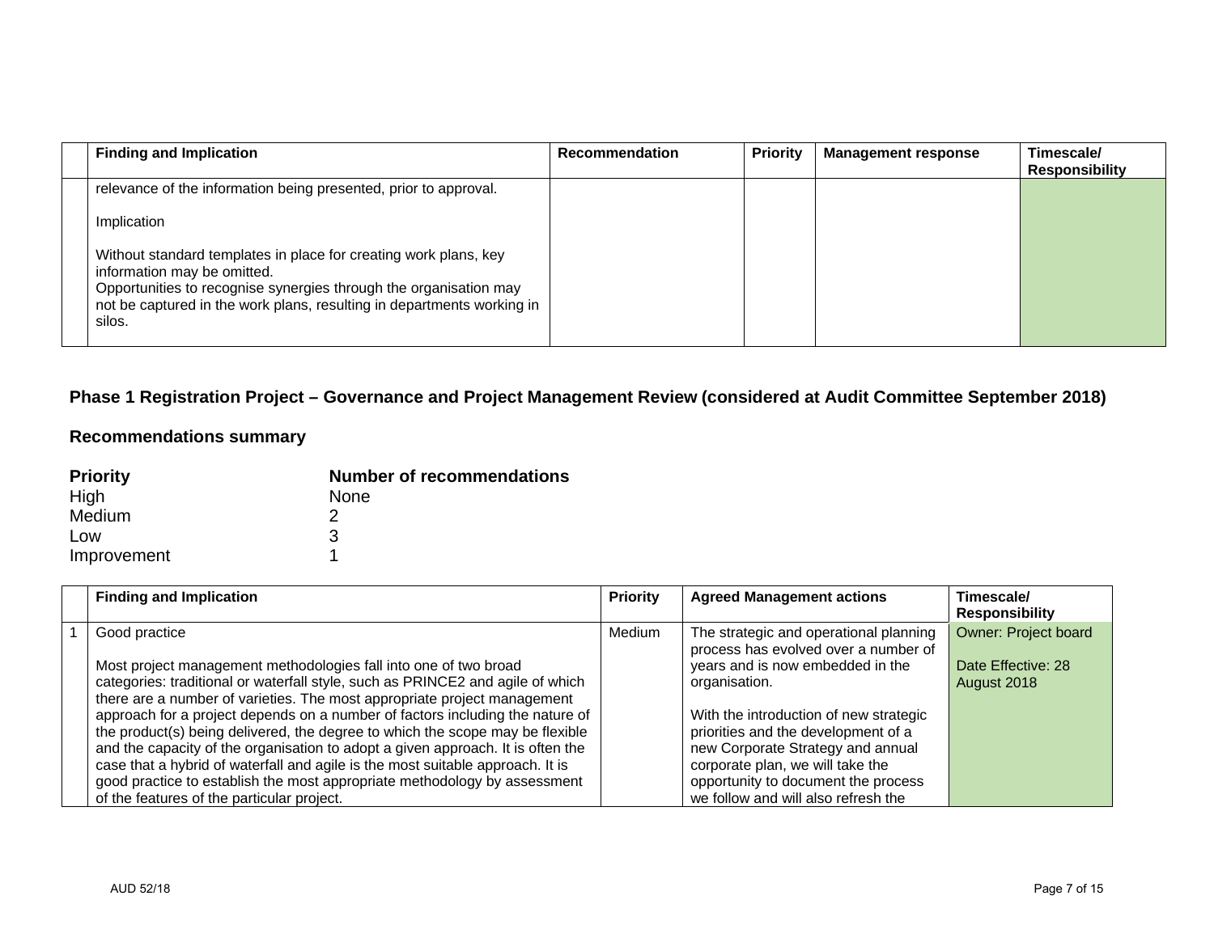| | Finding and Implication | Recommendation | Priority | Management response | Timescale/ Responsibility |
|---|---|---|---|---|---|
| | relevance of the information being presented, prior to approval.<br><br>Implication<br><br>Without standard templates in place for creating work plans, key information may be omitted.<br>Opportunities to recognise synergies through the organisation may not be captured in the work plans, resulting in departments working in silos. | | | | |

## Phase 1 Registration Project – Governance and Project Management Review (considered at Audit Committee September 2018)

### Recommendations summary

| Priority | Number of recommendations |
|---|---|
| High | None |
| Medium | 2 |
| Low | 3 |
| Improvement | 1 |

| | Finding and Implication | Priority | Agreed Management actions | Timescale/ Responsibility |
|---|---|---|---|---|
| 1 | Good practice<br><br>Most project management methodologies fall into one of two broad categories: traditional or waterfall style, such as PRINCE2 and agile of which there are a number of varieties. The most appropriate project management approach for a project depends on a number of factors including the nature of the product(s) being delivered, the degree to which the scope may be flexible and the capacity of the organisation to adopt a given approach. It is often the case that a hybrid of waterfall and agile is the most suitable approach. It is good practice to establish the most appropriate methodology by assessment of the features of the particular project. | Medium | The strategic and operational planning process has evolved over a number of years and is now embedded in the organisation.<br><br>With the introduction of new strategic priorities and the development of a new Corporate Strategy and annual corporate plan, we will take the opportunity to document the process we follow and will also refresh the | Owner: Project board<br><br>Date Effective: 28 August 2018 |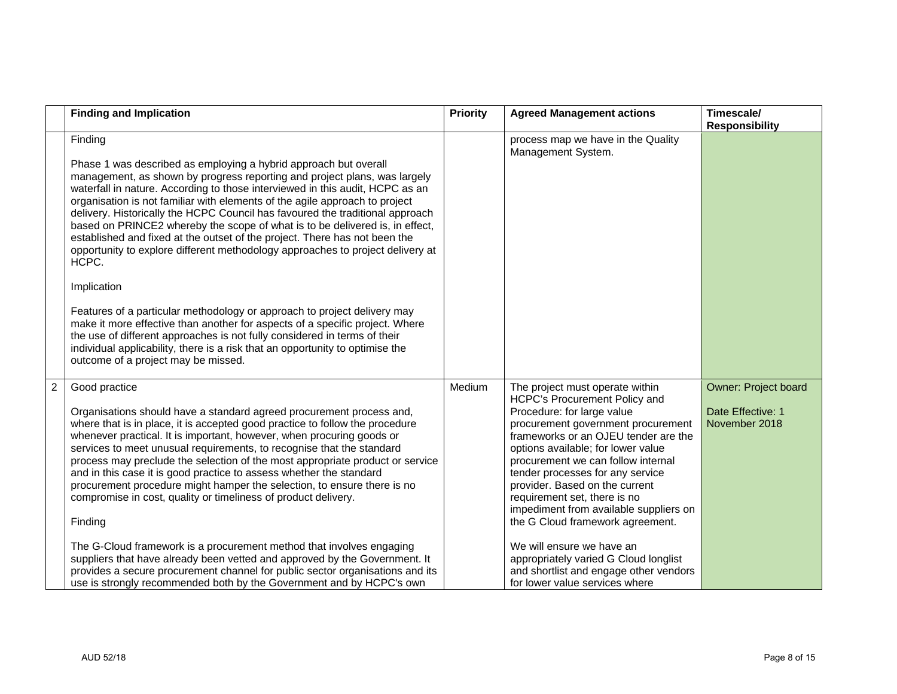| | Finding and Implication | Priority | Agreed Management actions | Timescale/ Responsibility |
|---|---|---|---|---|
| | Finding<br><br>Phase 1 was described as employing a hybrid approach but overall management, as shown by progress reporting and project plans, was largely waterfall in nature. According to those interviewed in this audit, HCPC as an organisation is not familiar with elements of the agile approach to project delivery. Historically the HCPC Council has favoured the traditional approach based on PRINCE2 whereby the scope of what is to be delivered is, in effect, established and fixed at the outset of the project. There has not been the opportunity to explore different methodology approaches to project delivery at HCPC.<br><br>Implication<br><br>Features of a particular methodology or approach to project delivery may make it more effective than another for aspects of a specific project. Where the use of different approaches is not fully considered in terms of their individual applicability, there is a risk that an opportunity to optimise the outcome of a project may be missed. | | process map we have in the Quality Management System. | |
| 2 | Good practice<br><br>Organisations should have a standard agreed procurement process and, where that is in place, it is accepted good practice to follow the procedure whenever practical. It is important, however, when procuring goods or services to meet unusual requirements, to recognise that the standard process may preclude the selection of the most appropriate product or service and in this case it is good practice to assess whether the standard procurement procedure might hamper the selection, to ensure there is no compromise in cost, quality or timeliness of product delivery.<br><br>Finding<br><br>The G-Cloud framework is a procurement method that involves engaging suppliers that have already been vetted and approved by the Government. It provides a secure procurement channel for public sector organisations and its use is strongly recommended both by the Government and by HCPC's own | Medium | The project must operate within HCPC's Procurement Policy and Procedure: for large value procurement government procurement frameworks or an OJEU tender are the options available; for lower value procurement we can follow internal tender processes for any service provider. Based on the current requirement set, there is no impediment from available suppliers on the G Cloud framework agreement.<br><br>We will ensure we have an appropriately varied G Cloud longlist and shortlist and engage other vendors for lower value services where | Owner: Project board<br><br>Date Effective: 1 November 2018 |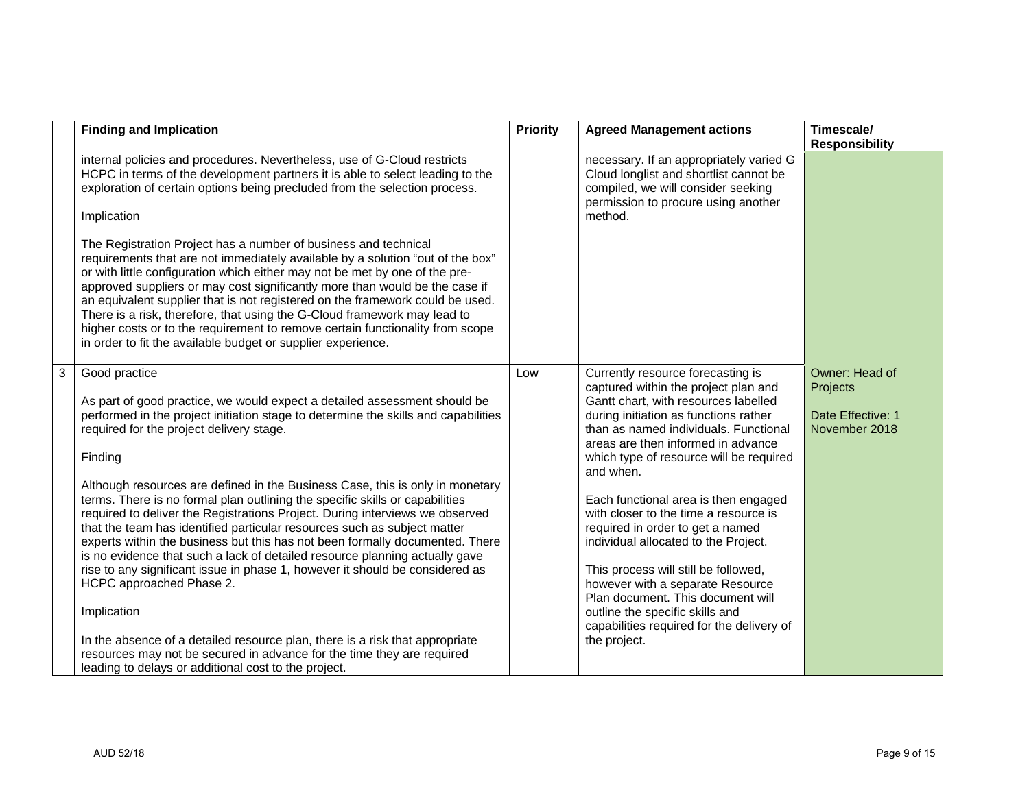| | Finding and Implication | Priority | Agreed Management actions | Timescale/ Responsibility |
|---|---|---|---|---|
| | internal policies and procedures. Nevertheless, use of G-Cloud restricts HCPC in terms of the development partners it is able to select leading to the exploration of certain options being precluded from the selection process.<br><br>Implication<br><br>The Registration Project has a number of business and technical requirements that are not immediately available by a solution "out of the box" or with little configuration which either may not be met by one of the pre-approved suppliers or may cost significantly more than would be the case if an equivalent supplier that is not registered on the framework could be used. There is a risk, therefore, that using the G-Cloud framework may lead to higher costs or to the requirement to remove certain functionality from scope in order to fit the available budget or supplier experience. | | necessary. If an appropriately varied G Cloud longlist and shortlist cannot be compiled, we will consider seeking permission to procure using another method. | |
| 3 | Good practice<br><br>As part of good practice, we would expect a detailed assessment should be performed in the project initiation stage to determine the skills and capabilities required for the project delivery stage.<br><br>Finding<br><br>Although resources are defined in the Business Case, this is only in monetary terms. There is no formal plan outlining the specific skills or capabilities required to deliver the Registrations Project. During interviews we observed that the team has identified particular resources such as subject matter experts within the business but this has not been formally documented. There is no evidence that such a lack of detailed resource planning actually gave rise to any significant issue in phase 1, however it should be considered as HCPC approached Phase 2.<br><br>Implication<br><br>In the absence of a detailed resource plan, there is a risk that appropriate resources may not be secured in advance for the time they are required leading to delays or additional cost to the project. | Low | Currently resource forecasting is captured within the project plan and Gantt chart, with resources labelled during initiation as functions rather than as named individuals. Functional areas are then informed in advance which type of resource will be required and when.<br><br>Each functional area is then engaged with closer to the time a resource is required in order to get a named individual allocated to the Project.<br><br>This process will still be followed, however with a separate Resource Plan document. This document will outline the specific skills and capabilities required for the delivery of the project. | Owner: Head of Projects<br><br>Date Effective: 1 November 2018 |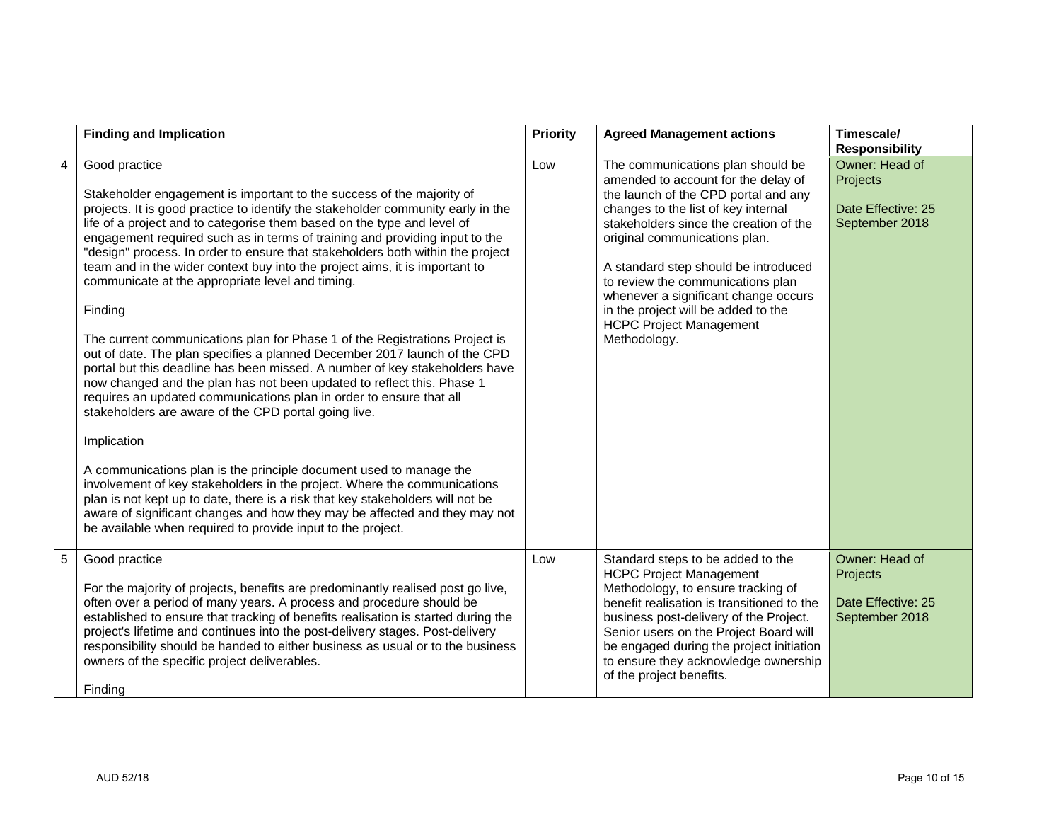| | Finding and Implication | Priority | Agreed Management actions | Timescale/ Responsibility |
|---|---|---|---|---|
| 4 | Good practice<br><br>Stakeholder engagement is important to the success of the majority of projects. It is good practice to identify the stakeholder community early in the life of a project and to categorise them based on the type and level of engagement required such as in terms of training and providing input to the "design" process. In order to ensure that stakeholders both within the project team and in the wider context buy into the project aims, it is important to communicate at the appropriate level and timing.<br><br>Finding<br><br>The current communications plan for Phase 1 of the Registrations Project is out of date. The plan specifies a planned December 2017 launch of the CPD portal but this deadline has been missed. A number of key stakeholders have now changed and the plan has not been updated to reflect this. Phase 1 requires an updated communications plan in order to ensure that all stakeholders are aware of the CPD portal going live.<br><br>Implication<br><br>A communications plan is the principle document used to manage the involvement of key stakeholders in the project. Where the communications plan is not kept up to date, there is a risk that key stakeholders will not be aware of significant changes and how they may be affected and they may not be available when required to provide input to the project. | Low | The communications plan should be amended to account for the delay of the launch of the CPD portal and any changes to the list of key internal stakeholders since the creation of the original communications plan.<br><br>A standard step should be introduced to review the communications plan whenever a significant change occurs in the project will be added to the HCPC Project Management Methodology. | Owner: Head of Projects<br><br>Date Effective: 25 September 2018 |
| 5 | Good practice<br><br>For the majority of projects, benefits are predominantly realised post go live, often over a period of many years. A process and procedure should be established to ensure that tracking of benefits realisation is started during the project's lifetime and continues into the post-delivery stages. Post-delivery responsibility should be handed to either business as usual or to the business owners of the specific project deliverables.<br><br>Finding | Low | Standard steps to be added to the HCPC Project Management Methodology, to ensure tracking of benefit realisation is transitioned to the business post-delivery of the Project. Senior users on the Project Board will be engaged during the project initiation to ensure they acknowledge ownership of the project benefits. | Owner: Head of Projects<br><br>Date Effective: 25 September 2018 |

AUD 52/18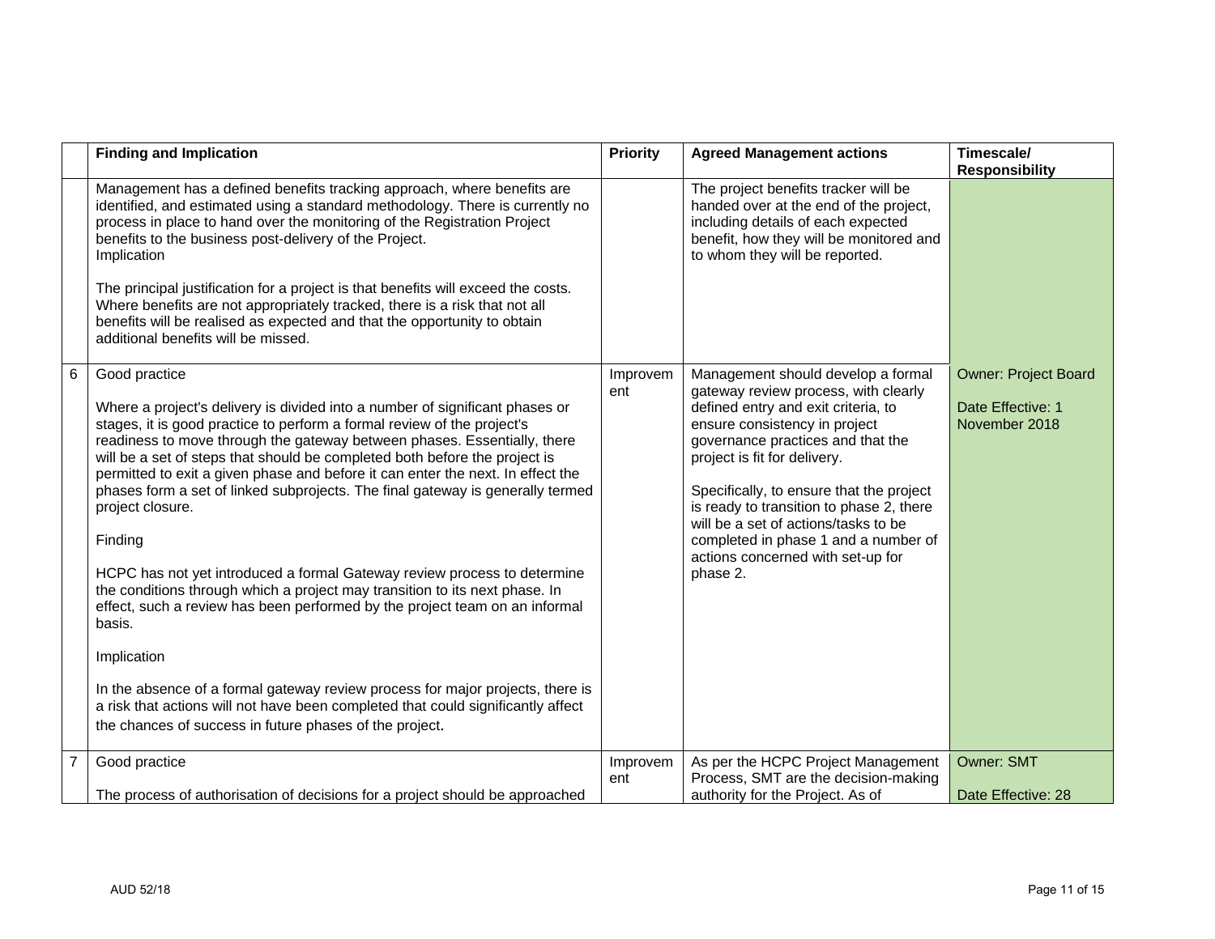| | Finding and Implication | Priority | Agreed Management actions | Timescale/ Responsibility |
|---|---|---|---|---|
| | Management has a defined benefits tracking approach, where benefits are identified, and estimated using a standard methodology. There is currently no process in place to hand over the monitoring of the Registration Project benefits to the business post-delivery of the Project.<br>Implication<br><br>The principal justification for a project is that benefits will exceed the costs. Where benefits are not appropriately tracked, there is a risk that not all benefits will be realised as expected and that the opportunity to obtain additional benefits will be missed. | | The project benefits tracker will be handed over at the end of the project, including details of each expected benefit, how they will be monitored and to whom they will be reported. | |
| 6 | Good practice<br><br>Where a project's delivery is divided into a number of significant phases or stages, it is good practice to perform a formal review of the project's readiness to move through the gateway between phases. Essentially, there will be a set of steps that should be completed both before the project is permitted to exit a given phase and before it can enter the next. In effect the phases form a set of linked subprojects. The final gateway is generally termed project closure.<br><br>Finding<br><br>HCPC has not yet introduced a formal Gateway review process to determine the conditions through which a project may transition to its next phase. In effect, such a review has been performed by the project team on an informal basis.<br><br>Implication<br><br>In the absence of a formal gateway review process for major projects, there is a risk that actions will not have been completed that could significantly affect the chances of success in future phases of the project. | Improvement | Management should develop a formal gateway review process, with clearly defined entry and exit criteria, to ensure consistency in project governance practices and that the project is fit for delivery.<br><br>Specifically, to ensure that the project is ready to transition to phase 2, there will be a set of actions/tasks to be completed in phase 1 and a number of actions concerned with set-up for phase 2. | Owner: Project Board<br><br>Date Effective: 1 November 2018 |
| 7 | Good practice<br><br>The process of authorisation of decisions for a project should be approached | Improvement | As per the HCPC Project Management Process, SMT are the decision-making authority for the Project. As of | Owner: SMT<br><br>Date Effective: 28 |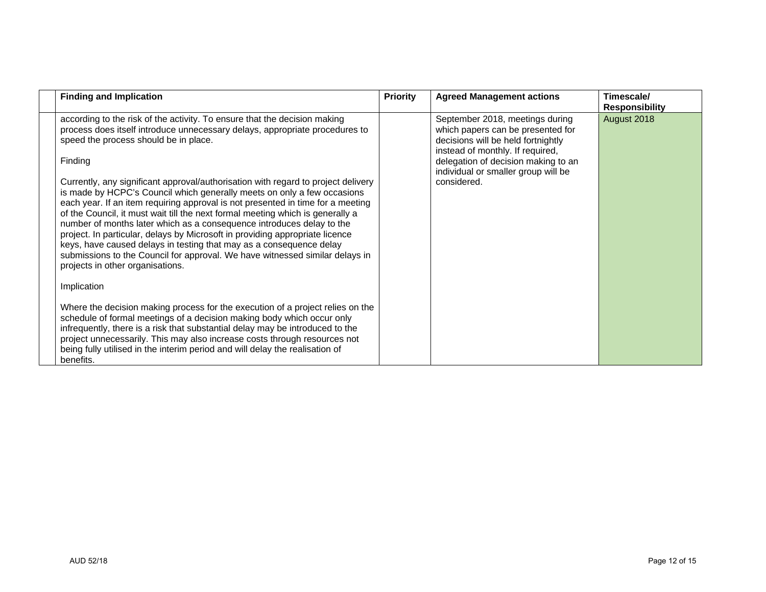| | Finding and Implication | Priority | Agreed Management actions | Timescale/ Responsibility |
|---|---|---|---|---|
| | according to the risk of the activity. To ensure that the decision making process does itself introduce unnecessary delays, appropriate procedures to speed the process should be in place.<br><br>Finding<br><br>Currently, any significant approval/authorisation with regard to project delivery is made by HCPC's Council which generally meets on only a few occasions each year. If an item requiring approval is not presented in time for a meeting of the Council, it must wait till the next formal meeting which is generally a number of months later which as a consequence introduces delay to the project. In particular, delays by Microsoft in providing appropriate licence keys, have caused delays in testing that may as a consequence delay submissions to the Council for approval. We have witnessed similar delays in projects in other organisations.<br><br>Implication<br><br>Where the decision making process for the execution of a project relies on the schedule of formal meetings of a decision making body which occur only infrequently, there is a risk that substantial delay may be introduced to the project unnecessarily. This may also increase costs through resources not being fully utilised in the interim period and will delay the realisation of benefits. | | September 2018, meetings during which papers can be presented for decisions will be held fortnightly instead of monthly. If required, delegation of decision making to an individual or smaller group will be considered. | August 2018 |

AUD 52/18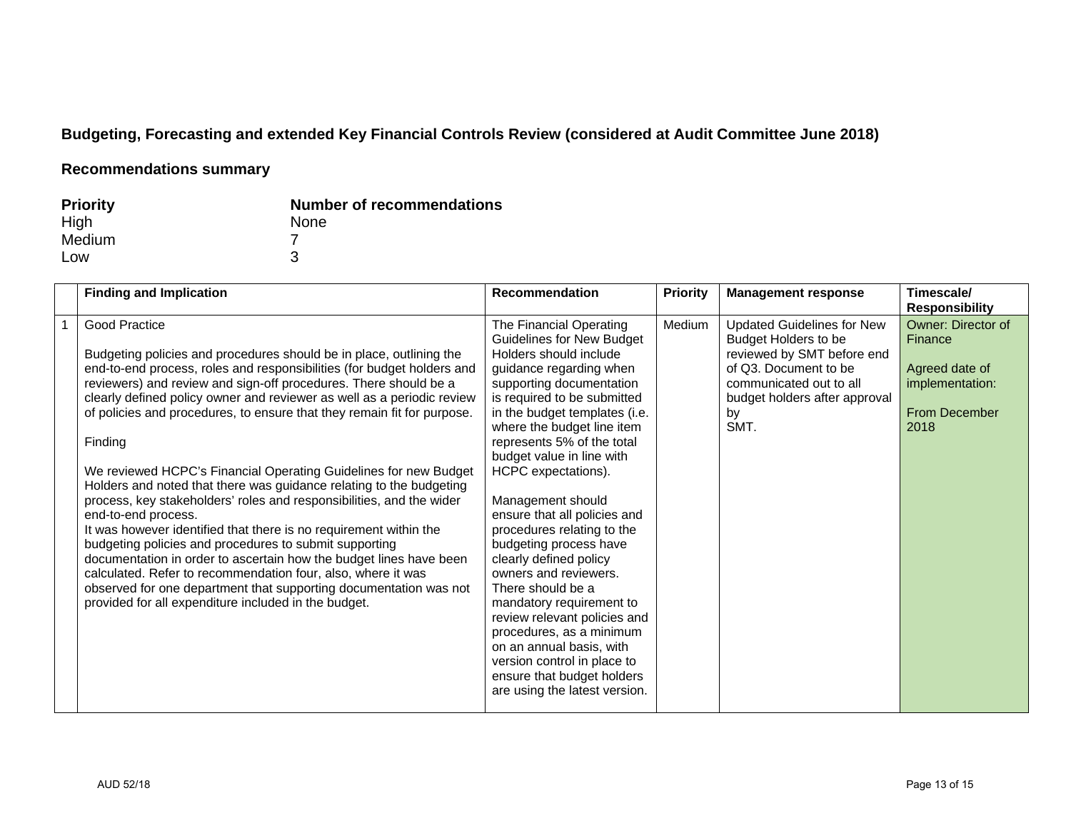### Budgeting, Forecasting and extended Key Financial Controls Review (considered at Audit Committee June 2018)

### Recommendations summary

| Priority | Number of recommendations |
|---|---|
| High | None |
| Medium | 7 |
| Low | 3 |

| | Finding and Implication | Recommendation | Priority | Management response | Timescale/ Responsibility |
|---|---|---|---|---|---|
| 1 | Good Practice<br><br>Budgeting policies and procedures should be in place, outlining the end-to-end process, roles and responsibilities (for budget holders and reviewers) and review and sign-off procedures. There should be a clearly defined policy owner and reviewer as well as a periodic review of policies and procedures, to ensure that they remain fit for purpose.<br><br>Finding<br><br>We reviewed HCPC's Financial Operating Guidelines for new Budget Holders and noted that there was guidance relating to the budgeting process, key stakeholders' roles and responsibilities, and the wider end-to-end process.<br>It was however identified that there is no requirement within the budgeting policies and procedures to submit supporting documentation in order to ascertain how the budget lines have been calculated. Refer to recommendation four, also, where it was observed for one department that supporting documentation was not provided for all expenditure included in the budget. | The Financial Operating Guidelines for New Budget Holders should include guidance regarding when supporting documentation is required to be submitted in the budget templates (i.e. where the budget line item represents 5% of the total budget value in line with HCPC expectations).<br><br>Management should ensure that all policies and procedures relating to the budgeting process have clearly defined policy owners and reviewers. There should be a mandatory requirement to review relevant policies and procedures, as a minimum on an annual basis, with version control in place to ensure that budget holders are using the latest version. | Medium | Updated Guidelines for New Budget Holders to be reviewed by SMT before end of Q3. Document to be communicated out to all budget holders after approval by SMT. | Owner: Director of Finance<br><br>Agreed date of implementation:<br><br>From December 2018 |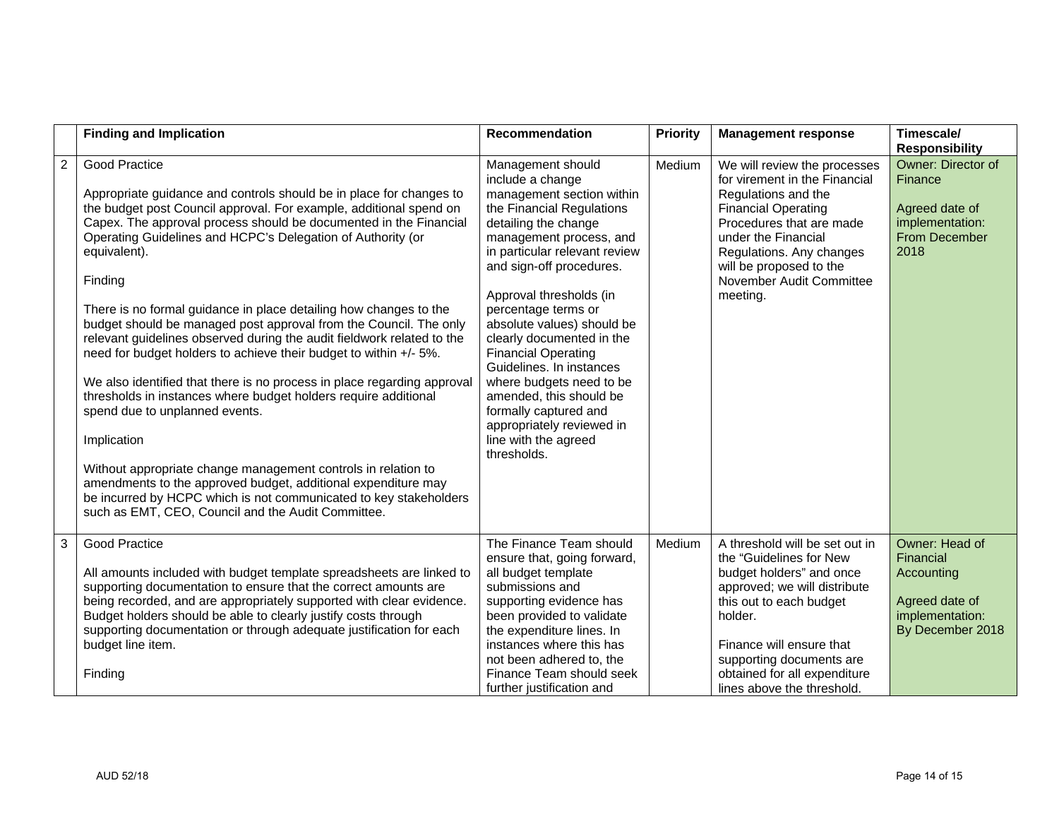| | Finding and Implication | Recommendation | Priority | Management response | Timescale/ Responsibility |
|---|---|---|---|---|---|
| 2 | Good Practice<br><br>Appropriate guidance and controls should be in place for changes to the budget post Council approval. For example, additional spend on Capex. The approval process should be documented in the Financial Operating Guidelines and HCPC's Delegation of Authority (or equivalent).<br><br>Finding<br><br>There is no formal guidance in place detailing how changes to the budget should be managed post approval from the Council. The only relevant guidelines observed during the audit fieldwork related to the need for budget holders to achieve their budget to within +/- 5%.<br><br>We also identified that there is no process in place regarding approval thresholds in instances where budget holders require additional spend due to unplanned events.<br><br>Implication<br><br>Without appropriate change management controls in relation to amendments to the approved budget, additional expenditure may be incurred by HCPC which is not communicated to key stakeholders such as EMT, CEO, Council and the Audit Committee. | Management should include a change management section within the Financial Regulations detailing the change management process, and in particular relevant review and sign-off procedures.<br><br>Approval thresholds (in percentage terms or absolute values) should be clearly documented in the Financial Operating Guidelines. In instances where budgets need to be amended, this should be formally captured and appropriately reviewed in line with the agreed thresholds. | Medium | We will review the processes for virement in the Financial Regulations and the Financial Operating Procedures that are made under the Financial Regulations. Any changes will be proposed to the November Audit Committee meeting. | Owner: Director of Finance<br><br>Agreed date of implementation: From December 2018 |
| 3 | Good Practice<br><br>All amounts included with budget template spreadsheets are linked to supporting documentation to ensure that the correct amounts are being recorded, and are appropriately supported with clear evidence. Budget holders should be able to clearly justify costs through supporting documentation or through adequate justification for each budget line item.<br><br>Finding | The Finance Team should ensure that, going forward, all budget template submissions and supporting evidence has been provided to validate the expenditure lines. In instances where this has not been adhered to, the Finance Team should seek further justification and | Medium | A threshold will be set out in the "Guidelines for New budget holders" and once approved; we will distribute this out to each budget holder.<br><br>Finance will ensure that supporting documents are obtained for all expenditure lines above the threshold. | Owner: Head of Financial Accounting<br><br>Agreed date of implementation: By December 2018 |

AUD 52/18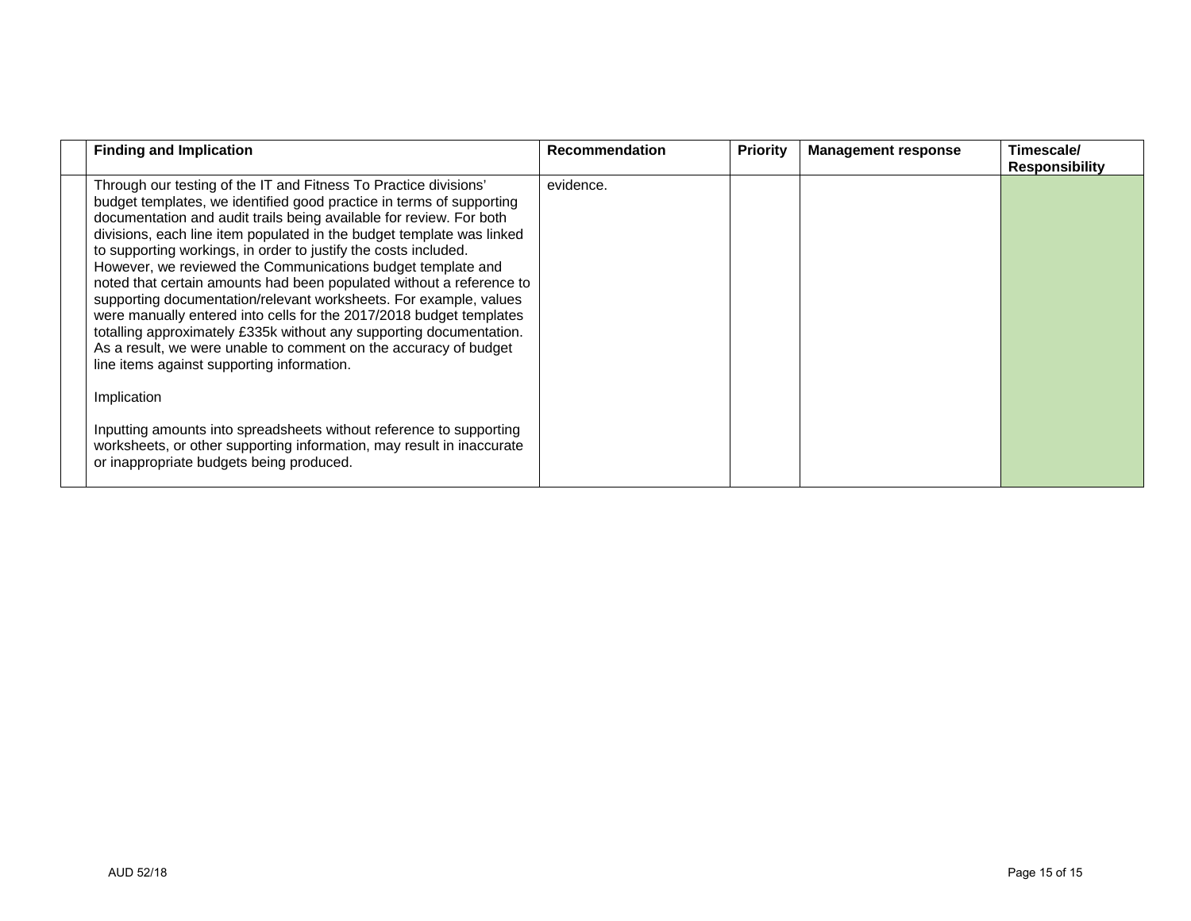| | Finding and Implication | Recommendation | Priority | Management response | Timescale/ Responsibility |
|---|---|---|---|---|---|
| | Through our testing of the IT and Fitness To Practice divisions' budget templates, we identified good practice in terms of supporting documentation and audit trails being available for review. For both divisions, each line item populated in the budget template was linked to supporting workings, in order to justify the costs included. However, we reviewed the Communications budget template and noted that certain amounts had been populated without a reference to supporting documentation/relevant worksheets. For example, values were manually entered into cells for the 2017/2018 budget templates totalling approximately £335k without any supporting documentation. As a result, we were unable to comment on the accuracy of budget line items against supporting information.<br><br>Implication<br><br>Inputting amounts into spreadsheets without reference to supporting worksheets, or other supporting information, may result in inaccurate or inappropriate budgets being produced. | evidence. | | | |